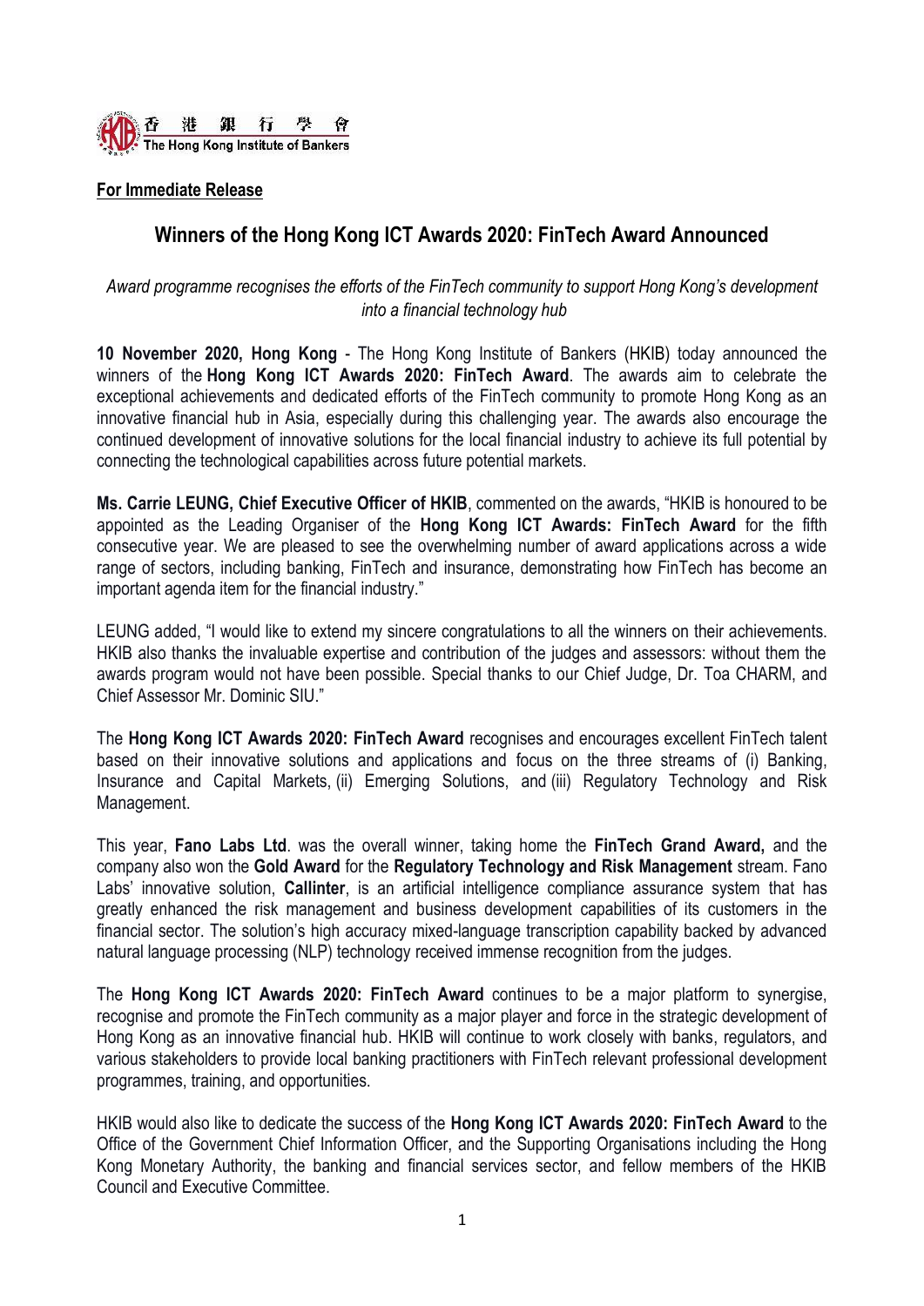香 港 銀 行 學 會
The Hong Kong Institute of Bankers

**For Immediate Release**

# Winners of the Hong Kong ICT Awards 2020: FinTech Award Announced

*Award programme recognises the efforts of the FinTech community to support Hong Kong's development into a financial technology hub*

**10 November 2020, Hong Kong** - The Hong Kong Institute of Bankers (HKIB) today announced the winners of the **Hong Kong ICT Awards 2020: FinTech Award**. The awards aim to celebrate the exceptional achievements and dedicated efforts of the FinTech community to promote Hong Kong as an innovative financial hub in Asia, especially during this challenging year. The awards also encourage the continued development of innovative solutions for the local financial industry to achieve its full potential by connecting the technological capabilities across future potential markets.

**Ms. Carrie LEUNG, Chief Executive Officer of HKIB**, commented on the awards, "HKIB is honoured to be appointed as the Leading Organiser of the **Hong Kong ICT Awards: FinTech Award** for the fifth consecutive year. We are pleased to see the overwhelming number of award applications across a wide range of sectors, including banking, FinTech and insurance, demonstrating how FinTech has become an important agenda item for the financial industry."

LEUNG added, "I would like to extend my sincere congratulations to all the winners on their achievements. HKIB also thanks the invaluable expertise and contribution of the judges and assessors: without them the awards program would not have been possible. Special thanks to our Chief Judge, Dr. Toa CHARM, and Chief Assessor Mr. Dominic SIU."

The **Hong Kong ICT Awards 2020: FinTech Award** recognises and encourages excellent FinTech talent based on their innovative solutions and applications and focus on the three streams of (i) Banking, Insurance and Capital Markets, (ii) Emerging Solutions, and (iii) Regulatory Technology and Risk Management.

This year, **Fano Labs Ltd**. was the overall winner, taking home the **FinTech Grand Award,** and the company also won the **Gold Award** for the **Regulatory Technology and Risk Management** stream. Fano Labs' innovative solution, **Callinter**, is an artificial intelligence compliance assurance system that has greatly enhanced the risk management and business development capabilities of its customers in the financial sector. The solution's high accuracy mixed-language transcription capability backed by advanced natural language processing (NLP) technology received immense recognition from the judges.

The **Hong Kong ICT Awards 2020: FinTech Award** continues to be a major platform to synergise, recognise and promote the FinTech community as a major player and force in the strategic development of Hong Kong as an innovative financial hub. HKIB will continue to work closely with banks, regulators, and various stakeholders to provide local banking practitioners with FinTech relevant professional development programmes, training, and opportunities.

HKIB would also like to dedicate the success of the **Hong Kong ICT Awards 2020: FinTech Award** to the Office of the Government Chief Information Officer, and the Supporting Organisations including the Hong Kong Monetary Authority, the banking and financial services sector, and fellow members of the HKIB Council and Executive Committee.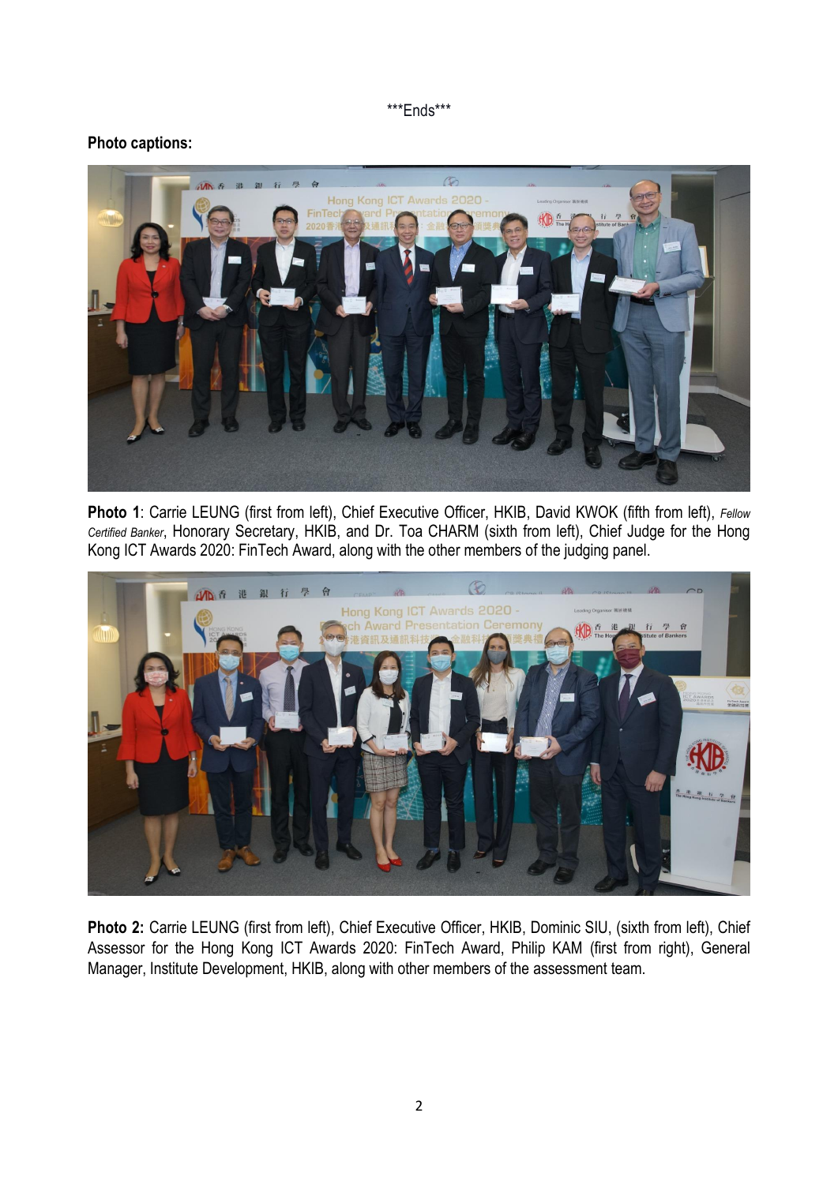\*\*\*Ends\*\*\*

**Photo captions:**

**Photo 1**: Carrie LEUNG (first from left), Chief Executive Officer, HKIB, David KWOK (fifth from left), *Fellow Certified Banker*, Honorary Secretary, HKIB, and Dr. Toa CHARM (sixth from left), Chief Judge for the Hong Kong ICT Awards 2020: FinTech Award, along with the other members of the judging panel.

**Photo 2:** Carrie LEUNG (first from left), Chief Executive Officer, HKIB, Dominic SIU, (sixth from left), Chief Assessor for the Hong Kong ICT Awards 2020: FinTech Award, Philip KAM (first from right), General Manager, Institute Development, HKIB, along with other members of the assessment team.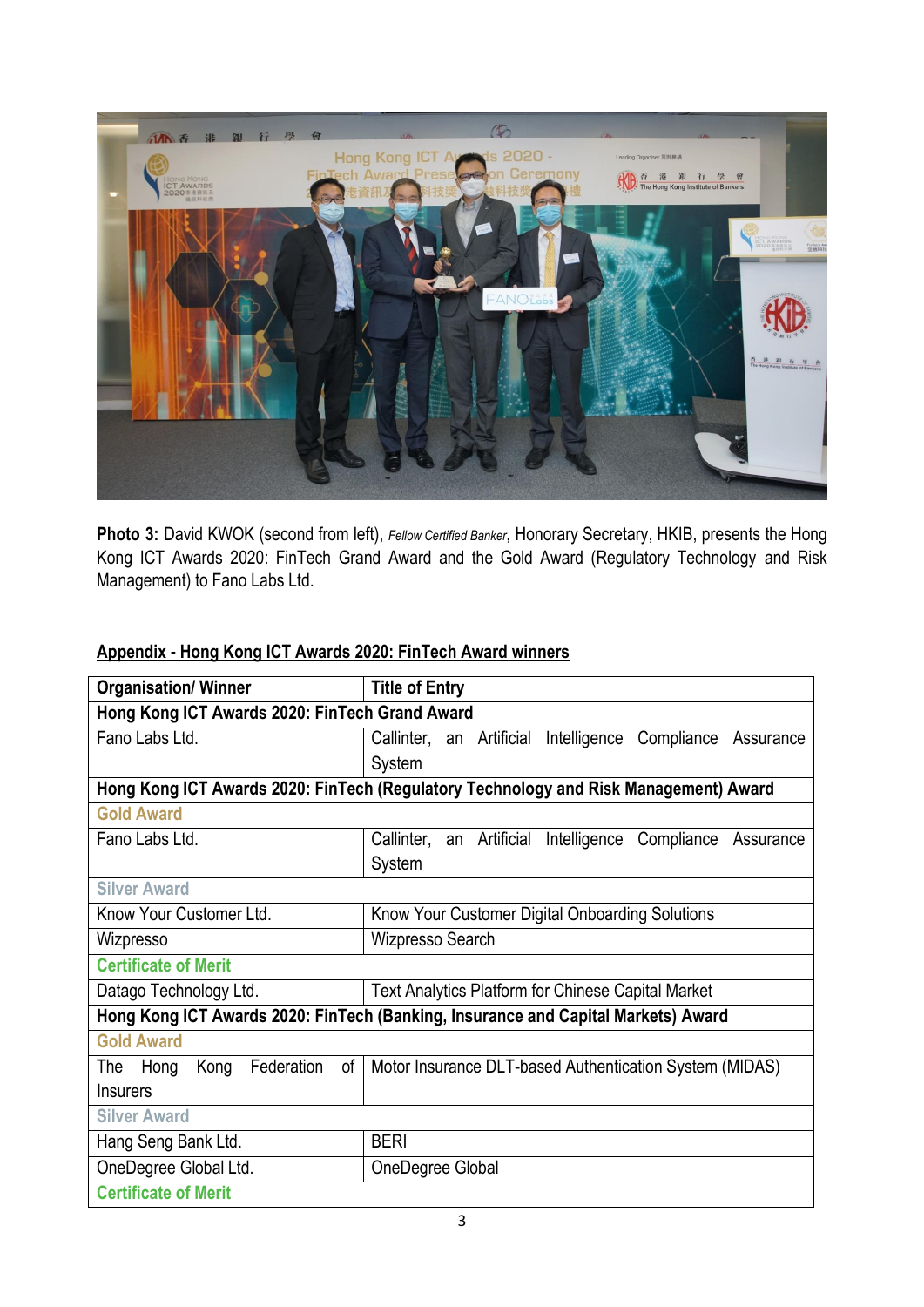**Photo 3:** David KWOK (second from left), *Fellow Certified Banker*, Honorary Secretary, HKIB, presents the Hong Kong ICT Awards 2020: FinTech Grand Award and the Gold Award (Regulatory Technology and Risk Management) to Fano Labs Ltd.

**Appendix - Hong Kong ICT Awards 2020: FinTech Award winners**

| Organisation/ Winner | Title of Entry |
|---|---|
| **Hong Kong ICT Awards 2020: FinTech Grand Award** | |
| Fano Labs Ltd. | Callinter, an Artificial Intelligence Compliance Assurance System |
| **Hong Kong ICT Awards 2020: FinTech (Regulatory Technology and Risk Management) Award** | |
| **Gold Award** | |
| Fano Labs Ltd. | Callinter, an Artificial Intelligence Compliance Assurance System |
| **Silver Award** | |
| Know Your Customer Ltd. | Know Your Customer Digital Onboarding Solutions |
| Wizpresso | Wizpresso Search |
| **Certificate of Merit** | |
| Datago Technology Ltd. | Text Analytics Platform for Chinese Capital Market |
| **Hong Kong ICT Awards 2020: FinTech (Banking, Insurance and Capital Markets) Award** | |
| **Gold Award** | |
| The Hong Kong Federation of Insurers | Motor Insurance DLT-based Authentication System (MIDAS) |
| **Silver Award** | |
| Hang Seng Bank Ltd. | BERI |
| OneDegree Global Ltd. | OneDegree Global |
| **Certificate of Merit** | |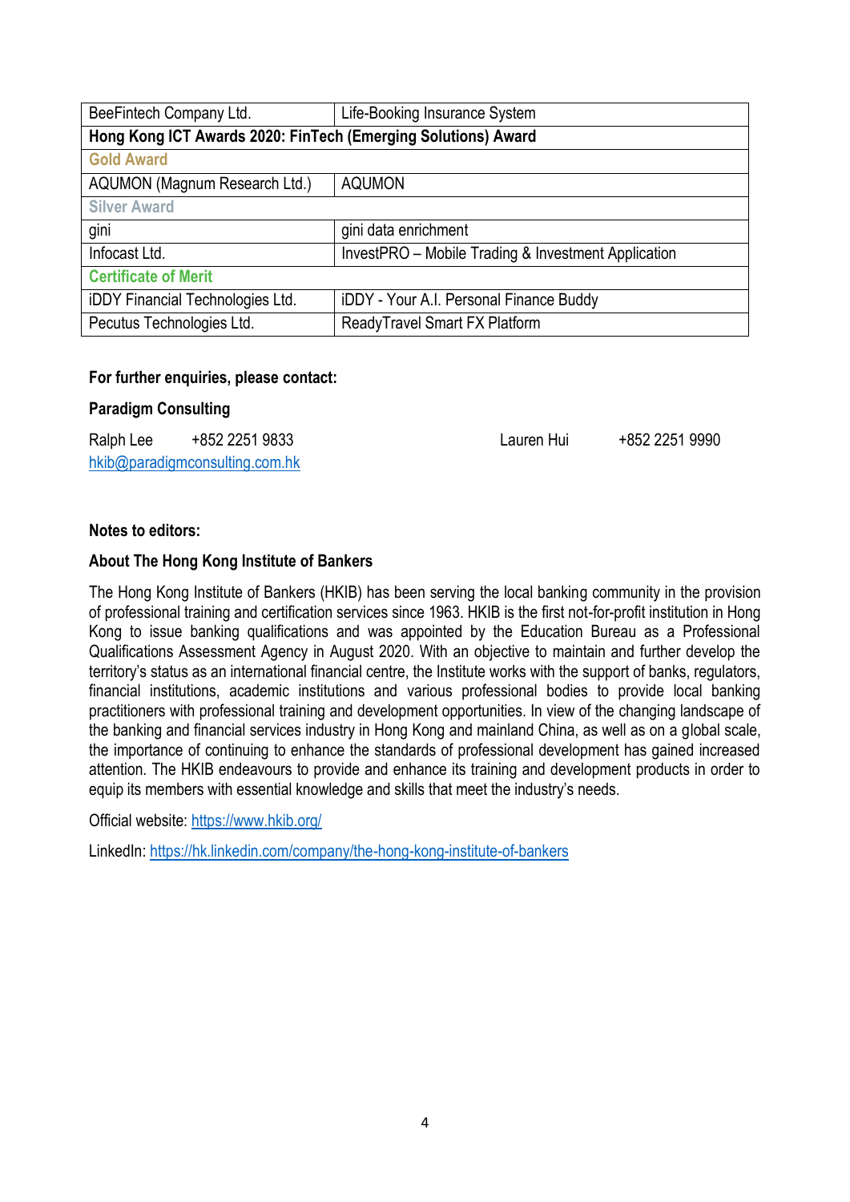| | |
|---|---|
| BeeFintech Company Ltd. | Life-Booking Insurance System |
| **Hong Kong ICT Awards 2020: FinTech (Emerging Solutions) Award** | |
| **Gold Award** | |
| AQUMON (Magnum Research Ltd.) | AQUMON |
| **Silver Award** | |
| gini | gini data enrichment |
| Infocast Ltd. | InvestPRO – Mobile Trading & Investment Application |
| **Certificate of Merit** | |
| iDDY Financial Technologies Ltd. | iDDY - Your A.I. Personal Finance Buddy |
| Pecutus Technologies Ltd. | ReadyTravel Smart FX Platform |

**For further enquiries, please contact:**

**Paradigm Consulting**

Ralph Lee +852 2251 9833 Lauren Hui +852 2251 9990

hkib@paradigmconsulting.com.hk

**Notes to editors:**

**About The Hong Kong Institute of Bankers**

The Hong Kong Institute of Bankers (HKIB) has been serving the local banking community in the provision of professional training and certification services since 1963. HKIB is the first not-for-profit institution in Hong Kong to issue banking qualifications and was appointed by the Education Bureau as a Professional Qualifications Assessment Agency in August 2020. With an objective to maintain and further develop the territory's status as an international financial centre, the Institute works with the support of banks, regulators, financial institutions, academic institutions and various professional bodies to provide local banking practitioners with professional training and development opportunities. In view of the changing landscape of the banking and financial services industry in Hong Kong and mainland China, as well as on a global scale, the importance of continuing to enhance the standards of professional development has gained increased attention. The HKIB endeavours to provide and enhance its training and development products in order to equip its members with essential knowledge and skills that meet the industry's needs.

Official website: https://www.hkib.org/

LinkedIn: https://hk.linkedin.com/company/the-hong-kong-institute-of-bankers